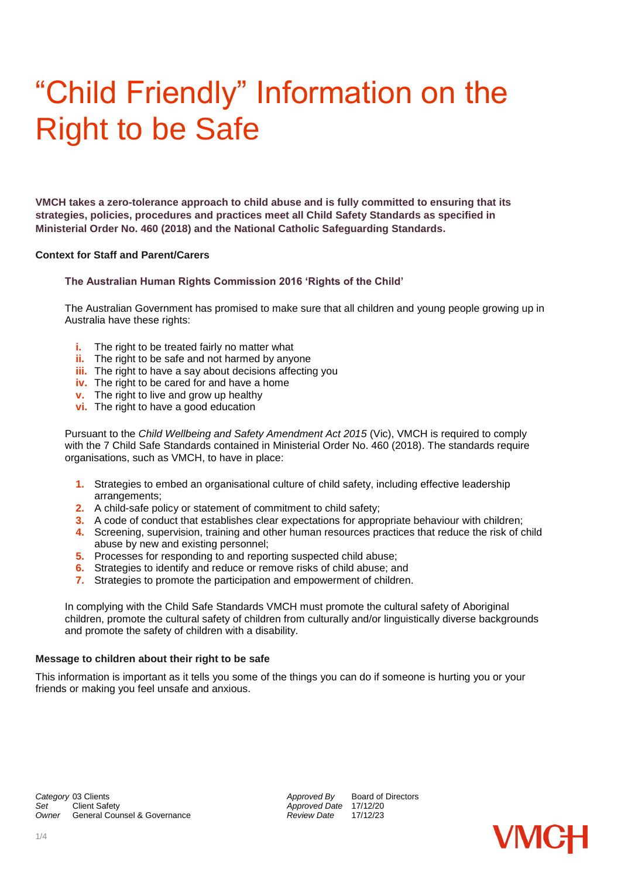# "Child Friendly" Information on the Right to be Safe

**VMCH takes a zero-tolerance approach to child abuse and is fully committed to ensuring that its strategies, policies, procedures and practices meet all Child Safety Standards as specified in Ministerial Order No. 460 (2018) and the National Catholic Safeguarding Standards.**

### Context for Staff and Parent/Carers

#### The Australian Human Rights Commission 2016 'Rights of the Child'

The Australian Government has promised to make sure that all children and young people growing up in Australia have these rights:

- **i.** The right to be treated fairly no matter what
- **ii.** The right to be safe and not harmed by anyone
- **iii.** The right to have a say about decisions affecting you
- **iv.** The right to be cared for and have a home
- **v.** The right to live and grow up healthy
- **vi.** The right to have a good education

Pursuant to the *Child Wellbeing and Safety Amendment Act 2015* (Vic), VMCH is required to comply with the 7 Child Safe Standards contained in Ministerial Order No. 460 (2018). The standards require organisations, such as VMCH, to have in place:

1. Strategies to embed an organisational culture of child safety, including effective leadership arrangements;
2. A child-safe policy or statement of commitment to child safety;
3. A code of conduct that establishes clear expectations for appropriate behaviour with children;
4. Screening, supervision, training and other human resources practices that reduce the risk of child abuse by new and existing personnel;
5. Processes for responding to and reporting suspected child abuse;
6. Strategies to identify and reduce or remove risks of child abuse; and
7. Strategies to promote the participation and empowerment of children.

In complying with the Child Safe Standards VMCH must promote the cultural safety of Aboriginal children, promote the cultural safety of children from culturally and/or linguistically diverse backgrounds and promote the safety of children with a disability.

### Message to children about their right to be safe

This information is important as it tells you some of the things you can do if someone is hurting you or your friends or making you feel unsafe and anxious.

*Category* 03 Clients
*Set* Client Safety
*Owner* General Counsel & Governance

*Approved By* Board of Directors
*Approved Date* 17/12/20
*Review Date* 17/12/23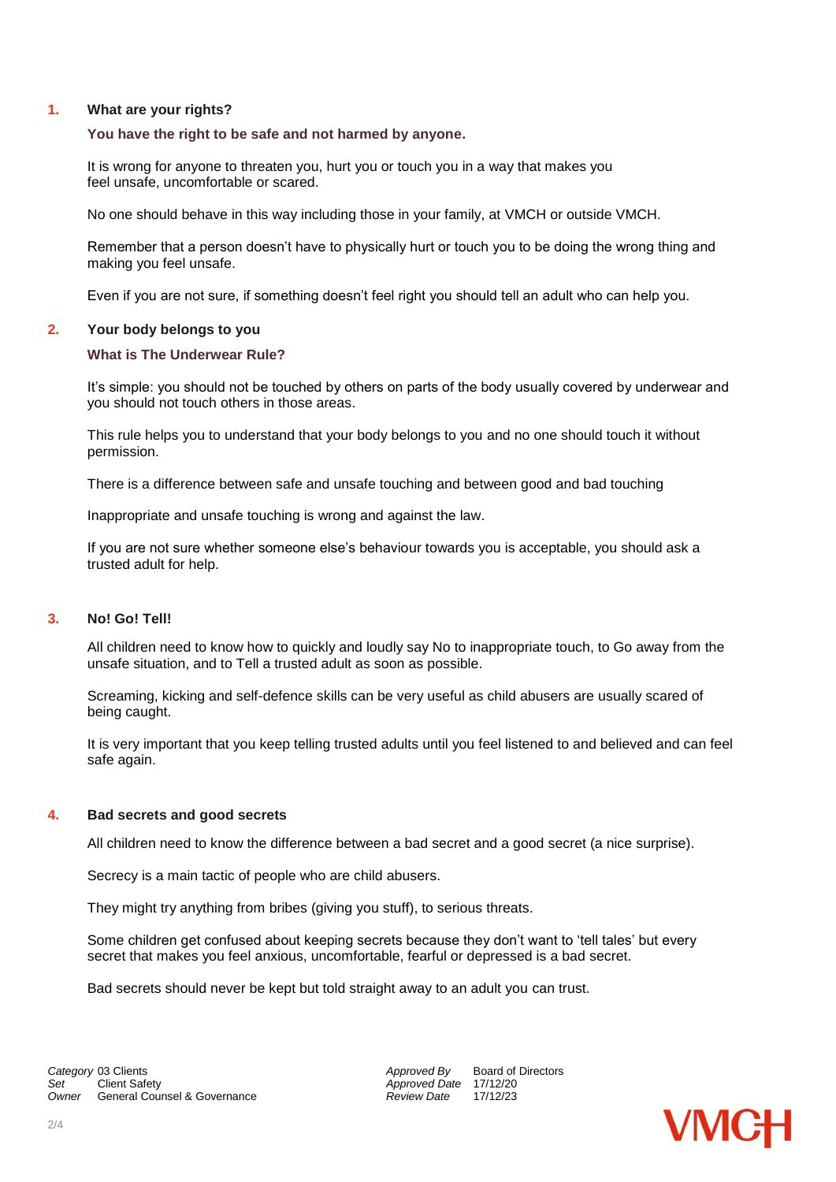## 1. What are your rights?

**You have the right to be safe and not harmed by anyone.**

It is wrong for anyone to threaten you, hurt you or touch you in a way that makes you feel unsafe, uncomfortable or scared.

No one should behave in this way including those in your family, at VMCH or outside VMCH.

Remember that a person doesn't have to physically hurt or touch you to be doing the wrong thing and making you feel unsafe.

Even if you are not sure, if something doesn't feel right you should tell an adult who can help you.

## 2. Your body belongs to you

**What is The Underwear Rule?**

It's simple: you should not be touched by others on parts of the body usually covered by underwear and you should not touch others in those areas.

This rule helps you to understand that your body belongs to you and no one should touch it without permission.

There is a difference between safe and unsafe touching and between good and bad touching

Inappropriate and unsafe touching is wrong and against the law.

If you are not sure whether someone else's behaviour towards you is acceptable, you should ask a trusted adult for help.

## 3. No! Go! Tell!

All children need to know how to quickly and loudly say No to inappropriate touch, to Go away from the unsafe situation, and to Tell a trusted adult as soon as possible.

Screaming, kicking and self-defence skills can be very useful as child abusers are usually scared of being caught.

It is very important that you keep telling trusted adults until you feel listened to and believed and can feel safe again.

## 4. Bad secrets and good secrets

All children need to know the difference between a bad secret and a good secret (a nice surprise).

Secrecy is a main tactic of people who are child abusers.

They might try anything from bribes (giving you stuff), to serious threats.

Some children get confused about keeping secrets because they don't want to 'tell tales' but every secret that makes you feel anxious, uncomfortable, fearful or depressed is a bad secret.

Bad secrets should never be kept but told straight away to an adult you can trust.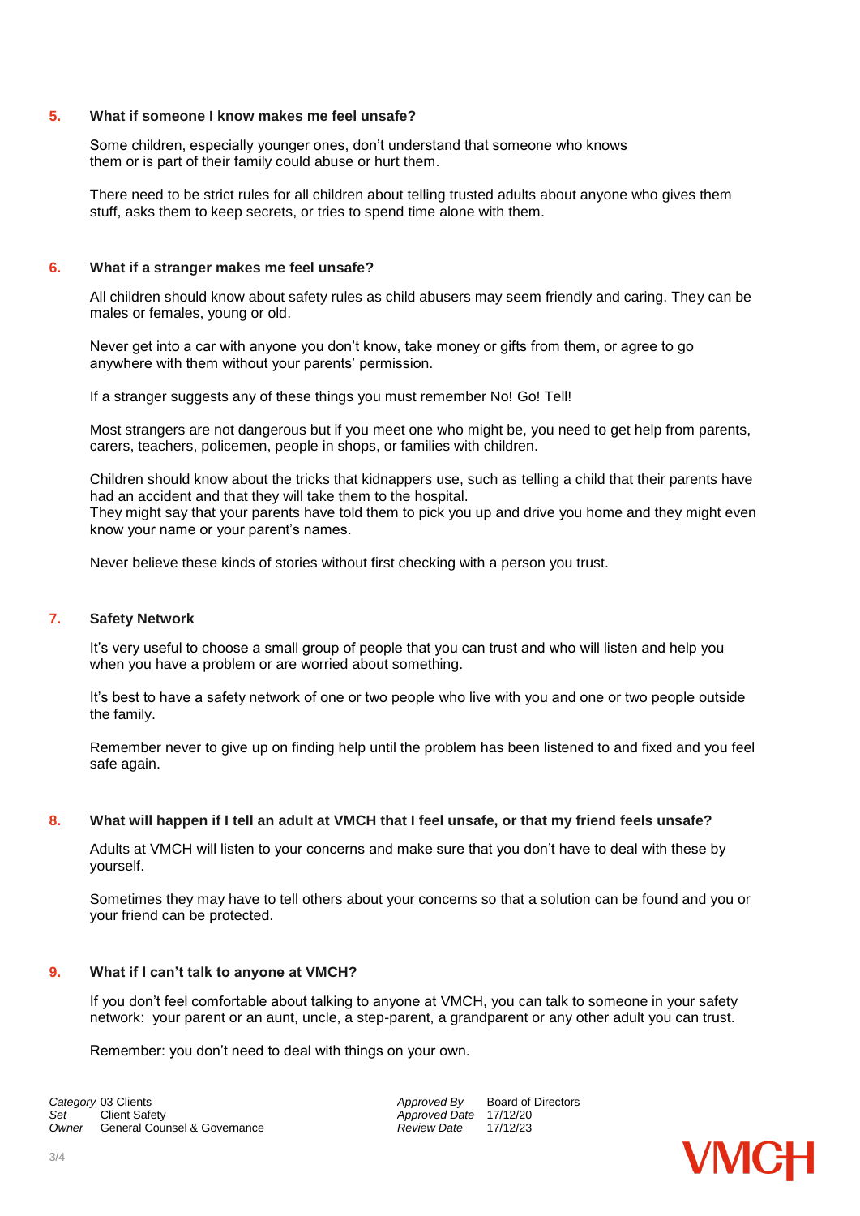## 5. What if someone I know makes me feel unsafe?

Some children, especially younger ones, don't understand that someone who knows them or is part of their family could abuse or hurt them.

There need to be strict rules for all children about telling trusted adults about anyone who gives them stuff, asks them to keep secrets, or tries to spend time alone with them.

## 6. What if a stranger makes me feel unsafe?

All children should know about safety rules as child abusers may seem friendly and caring. They can be males or females, young or old.

Never get into a car with anyone you don't know, take money or gifts from them, or agree to go anywhere with them without your parents' permission.

If a stranger suggests any of these things you must remember No! Go! Tell!

Most strangers are not dangerous but if you meet one who might be, you need to get help from parents, carers, teachers, policemen, people in shops, or families with children.

Children should know about the tricks that kidnappers use, such as telling a child that their parents have had an accident and that they will take them to the hospital.
They might say that your parents have told them to pick you up and drive you home and they might even know your name or your parent's names.

Never believe these kinds of stories without first checking with a person you trust.

## 7. Safety Network

It's very useful to choose a small group of people that you can trust and who will listen and help you when you have a problem or are worried about something.

It's best to have a safety network of one or two people who live with you and one or two people outside the family.

Remember never to give up on finding help until the problem has been listened to and fixed and you feel safe again.

## 8. What will happen if I tell an adult at VMCH that I feel unsafe, or that my friend feels unsafe?

Adults at VMCH will listen to your concerns and make sure that you don't have to deal with these by yourself.

Sometimes they may have to tell others about your concerns so that a solution can be found and you or your friend can be protected.

## 9. What if I can't talk to anyone at VMCH?

If you don't feel comfortable about talking to anyone at VMCH, you can talk to someone in your safety network: your parent or an aunt, uncle, a step-parent, a grandparent or any other adult you can trust.

Remember: you don't need to deal with things on your own.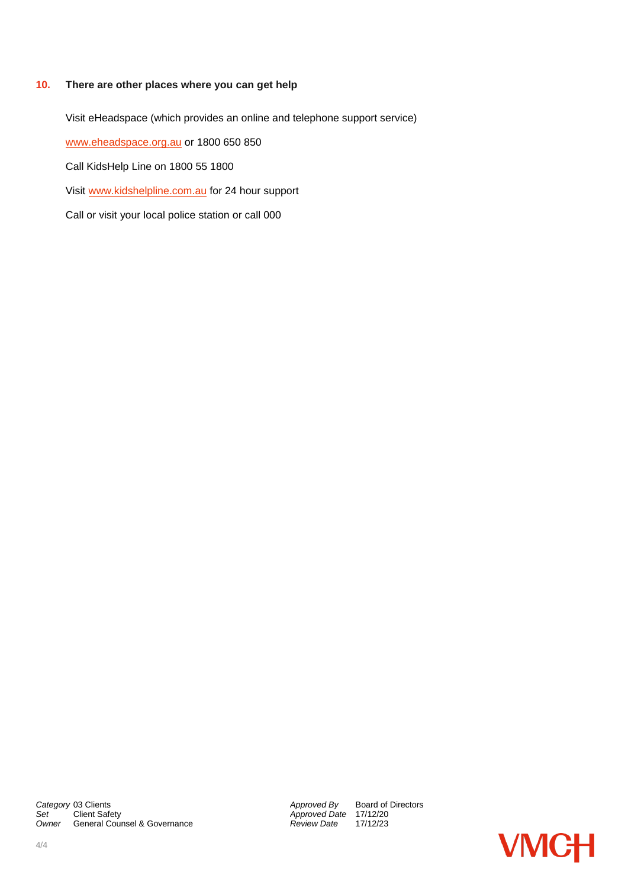## 10. There are other places where you can get help

Visit eHeadspace (which provides an online and telephone support service)

www.eheadspace.org.au or 1800 650 850

Call KidsHelp Line on 1800 55 1800

Visit www.kidshelpline.com.au for 24 hour support

Call or visit your local police station or call 000